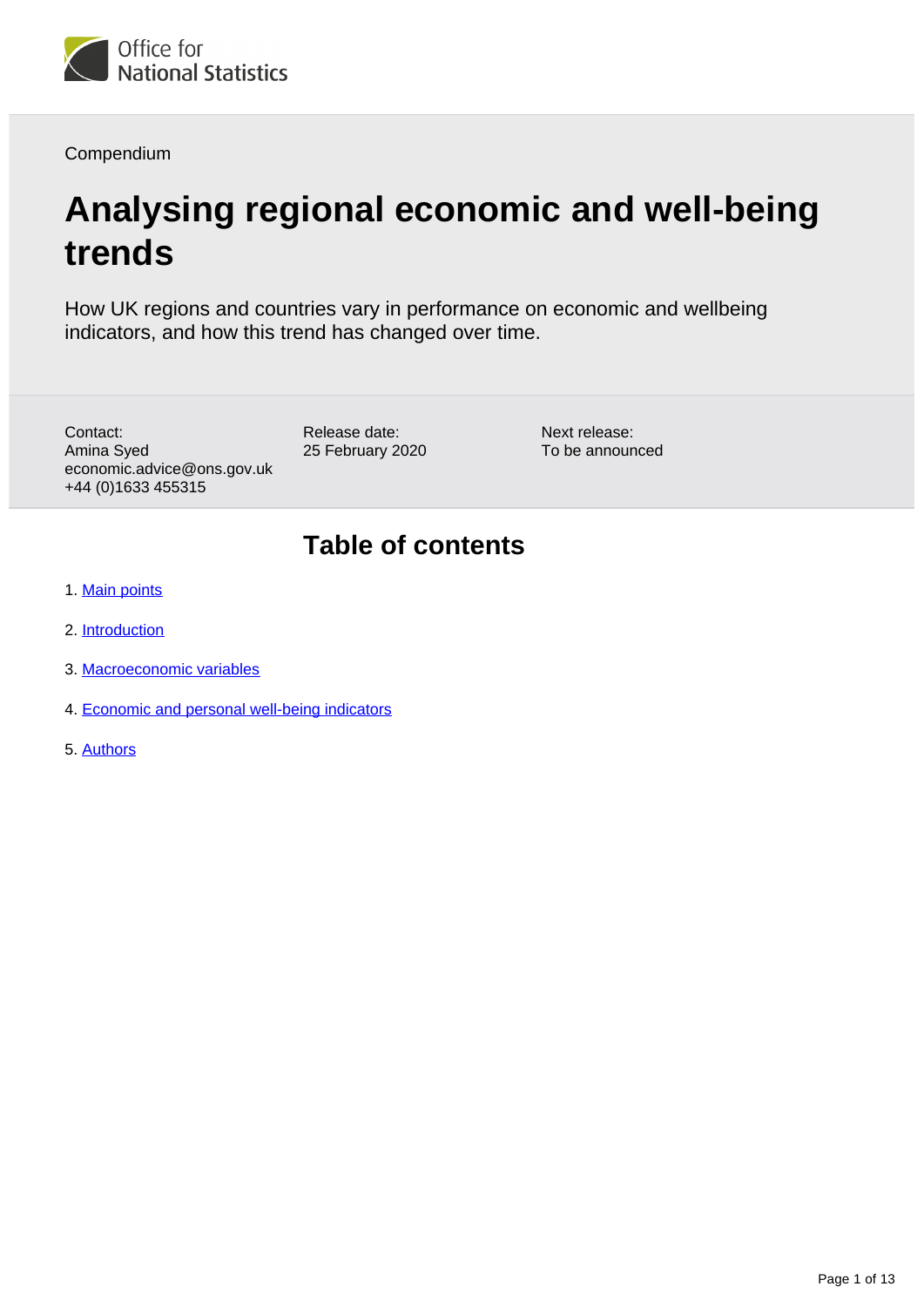Office for National Statistics

Compendium

# Analysing regional economic and well-being trends

How UK regions and countries vary in performance on economic and wellbeing indicators, and how this trend has changed over time.

Contact:
Amina Syed
economic.advice@ons.gov.uk
+44 (0)1633 455315

Release date:
25 February 2020

Next release:
To be announced

## Table of contents

1. Main points
2. Introduction
3. Macroeconomic variables
4. Economic and personal well-being indicators
5. Authors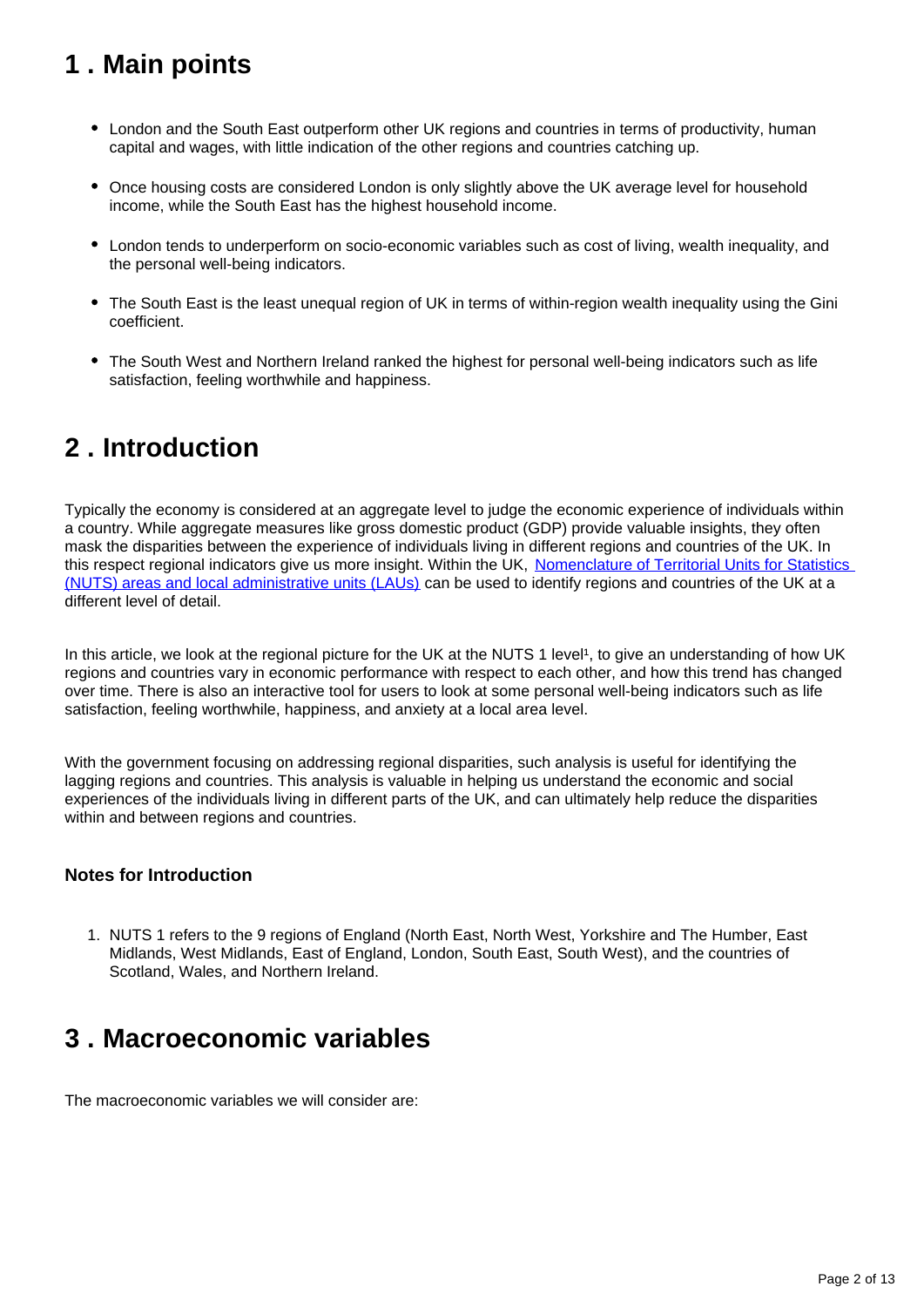## 1 . Main points

- London and the South East outperform other UK regions and countries in terms of productivity, human capital and wages, with little indication of the other regions and countries catching up.
- Once housing costs are considered London is only slightly above the UK average level for household income, while the South East has the highest household income.
- London tends to underperform on socio-economic variables such as cost of living, wealth inequality, and the personal well-being indicators.
- The South East is the least unequal region of UK in terms of within-region wealth inequality using the Gini coefficient.
- The South West and Northern Ireland ranked the highest for personal well-being indicators such as life satisfaction, feeling worthwhile and happiness.

## 2 . Introduction

Typically the economy is considered at an aggregate level to judge the economic experience of individuals within a country. While aggregate measures like gross domestic product (GDP) provide valuable insights, they often mask the disparities between the experience of individuals living in different regions and countries of the UK. In this respect regional indicators give us more insight. Within the UK, [Nomenclature of Territorial Units for Statistics (NUTS) areas and local administrative units (LAUs)] can be used to identify regions and countries of the UK at a different level of detail.

In this article, we look at the regional picture for the UK at the NUTS 1 level[1], to give an understanding of how UK regions and countries vary in economic performance with respect to each other, and how this trend has changed over time. There is also an interactive tool for users to look at some personal well-being indicators such as life satisfaction, feeling worthwhile, happiness, and anxiety at a local area level.

With the government focusing on addressing regional disparities, such analysis is useful for identifying the lagging regions and countries. This analysis is valuable in helping us understand the economic and social experiences of the individuals living in different parts of the UK, and can ultimately help reduce the disparities within and between regions and countries.

### Notes for Introduction

1. NUTS 1 refers to the 9 regions of England (North East, North West, Yorkshire and The Humber, East Midlands, West Midlands, East of England, London, South East, South West), and the countries of Scotland, Wales, and Northern Ireland.

## 3 . Macroeconomic variables

The macroeconomic variables we will consider are: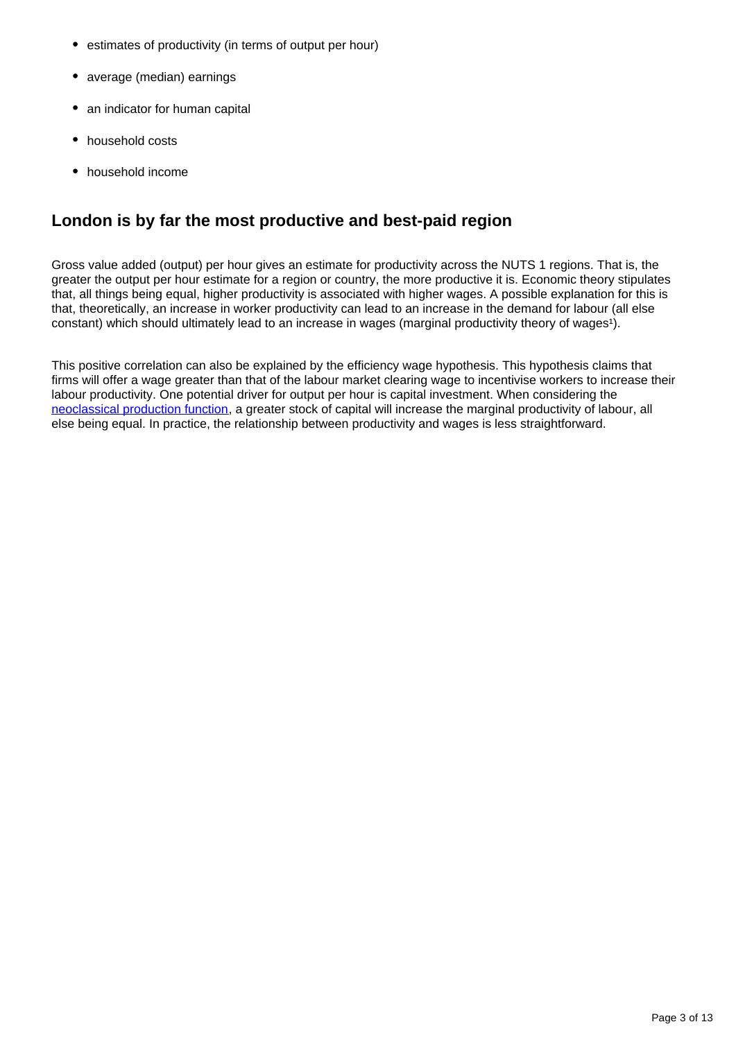- estimates of productivity (in terms of output per hour)
- average (median) earnings
- an indicator for human capital
- household costs
- household income

## London is by far the most productive and best-paid region

Gross value added (output) per hour gives an estimate for productivity across the NUTS 1 regions. That is, the greater the output per hour estimate for a region or country, the more productive it is. Economic theory stipulates that, all things being equal, higher productivity is associated with higher wages. A possible explanation for this is that, theoretically, an increase in worker productivity can lead to an increase in the demand for labour (all else constant) which should ultimately lead to an increase in wages (marginal productivity theory of wages[1]).

This positive correlation can also be explained by the efficiency wage hypothesis. This hypothesis claims that firms will offer a wage greater than that of the labour market clearing wage to incentivise workers to increase their labour productivity. One potential driver for output per hour is capital investment. When considering the [neoclassical production function](), a greater stock of capital will increase the marginal productivity of labour, all else being equal. In practice, the relationship between productivity and wages is less straightforward.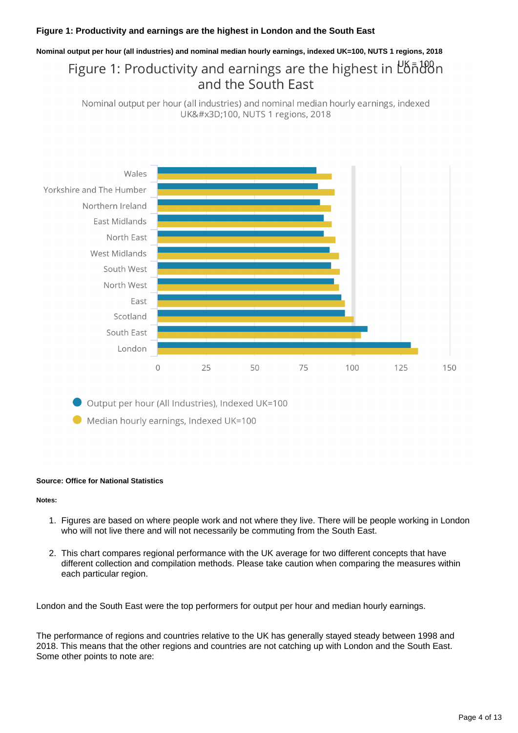**Figure 1: Productivity and earnings are the highest in London and the South East**

**Nominal output per hour (all industries) and nominal median hourly earnings, indexed UK=100, NUTS 1 regions, 2018**

**Source: Office for National Statistics**

**Notes:**

1. Figures are based on where people work and not where they live. There will be people working in London who will not live there and will not necessarily be commuting from the South East.
2. This chart compares regional performance with the UK average for two different concepts that have different collection and compilation methods. Please take caution when comparing the measures within each particular region.

London and the South East were the top performers for output per hour and median hourly earnings.

The performance of regions and countries relative to the UK has generally stayed steady between 1998 and 2018. This means that the other regions and countries are not catching up with London and the South East. Some other points to note are: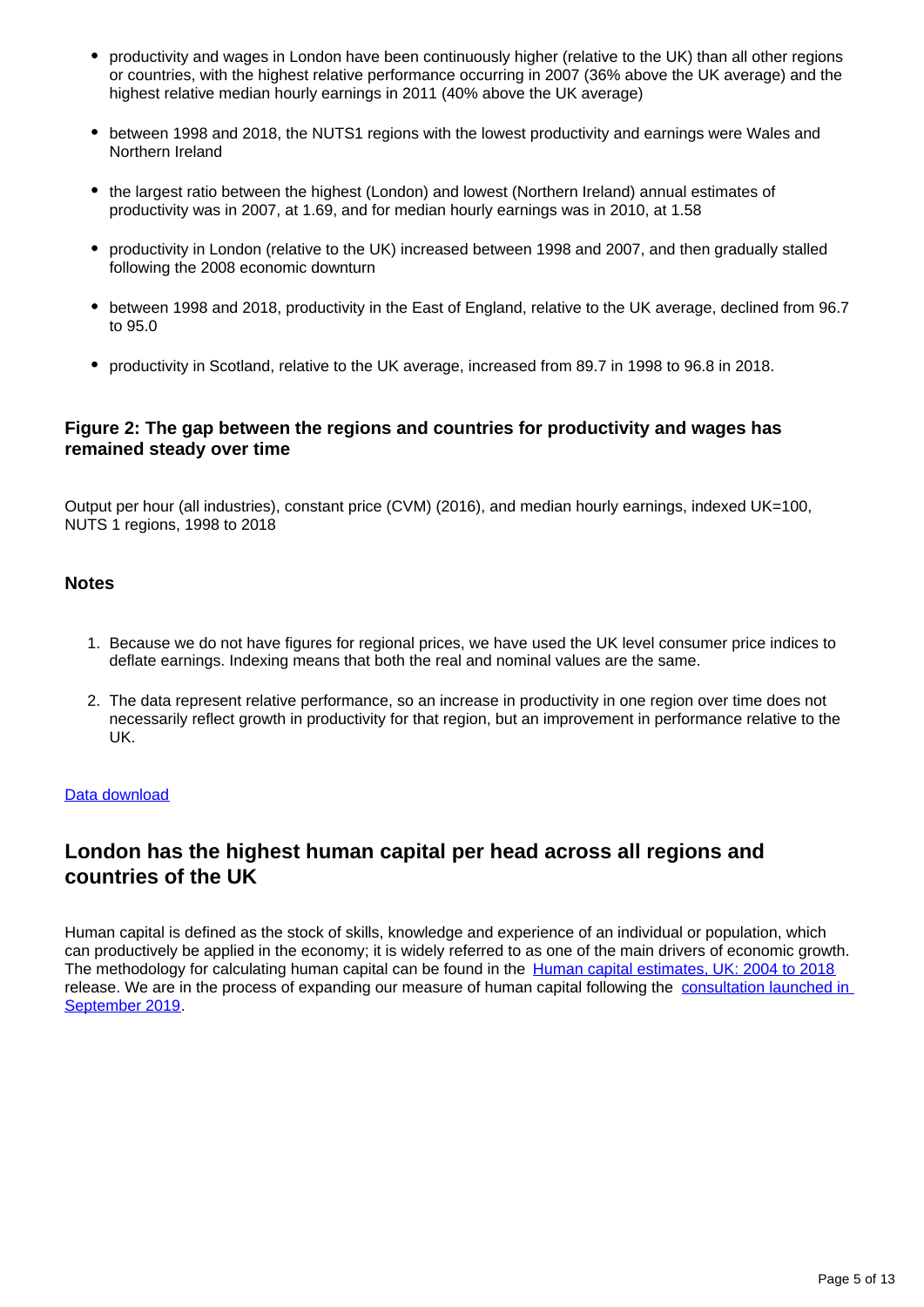- productivity and wages in London have been continuously higher (relative to the UK) than all other regions or countries, with the highest relative performance occurring in 2007 (36% above the UK average) and the highest relative median hourly earnings in 2011 (40% above the UK average)
- between 1998 and 2018, the NUTS1 regions with the lowest productivity and earnings were Wales and Northern Ireland
- the largest ratio between the highest (London) and lowest (Northern Ireland) annual estimates of productivity was in 2007, at 1.69, and for median hourly earnings was in 2010, at 1.58
- productivity in London (relative to the UK) increased between 1998 and 2007, and then gradually stalled following the 2008 economic downturn
- between 1998 and 2018, productivity in the East of England, relative to the UK average, declined from 96.7 to 95.0
- productivity in Scotland, relative to the UK average, increased from 89.7 in 1998 to 96.8 in 2018.

### Figure 2: The gap between the regions and countries for productivity and wages has remained steady over time

Output per hour (all industries), constant price (CVM) (2016), and median hourly earnings, indexed UK=100, NUTS 1 regions, 1998 to 2018

#### Notes

1. Because we do not have figures for regional prices, we have used the UK level consumer price indices to deflate earnings. Indexing means that both the real and nominal values are the same.
2. The data represent relative performance, so an increase in productivity in one region over time does not necessarily reflect growth in productivity for that region, but an improvement in performance relative to the UK.

[Data download]

## London has the highest human capital per head across all regions and countries of the UK

Human capital is defined as the stock of skills, knowledge and experience of an individual or population, which can productively be applied in the economy; it is widely referred to as one of the main drivers of economic growth. The methodology for calculating human capital can be found in the [Human capital estimates, UK: 2004 to 2018] release. We are in the process of expanding our measure of human capital following the [consultation launched in September 2019].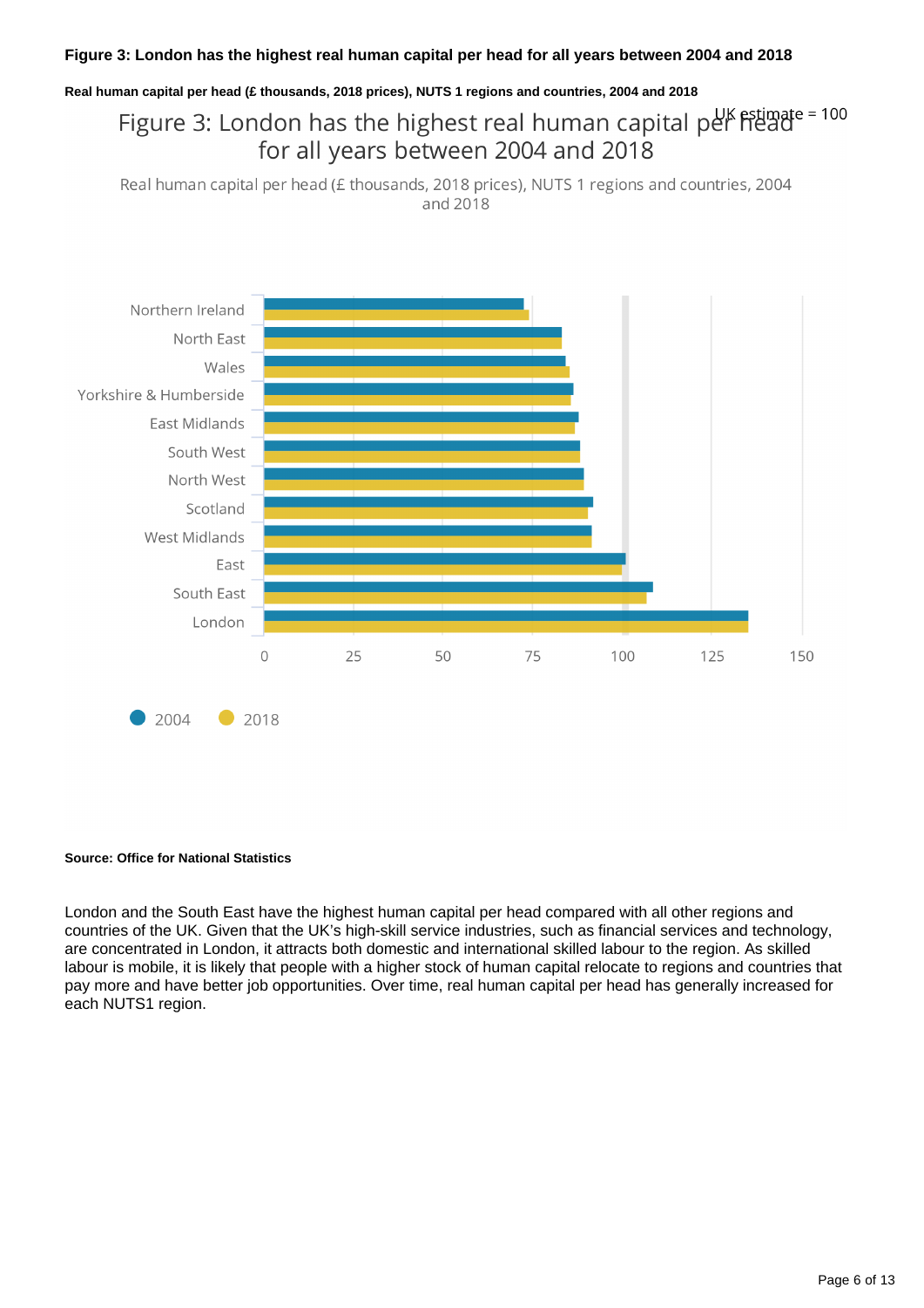**Figure 3: London has the highest real human capital per head for all years between 2004 and 2018**

**Real human capital per head (£ thousands, 2018 prices), NUTS 1 regions and countries, 2004 and 2018**

**Source: Office for National Statistics**

London and the South East have the highest human capital per head compared with all other regions and countries of the UK. Given that the UK's high-skill service industries, such as financial services and technology, are concentrated in London, it attracts both domestic and international skilled labour to the region. As skilled labour is mobile, it is likely that people with a higher stock of human capital relocate to regions and countries that pay more and have better job opportunities. Over time, real human capital per head has generally increased for each NUTS1 region.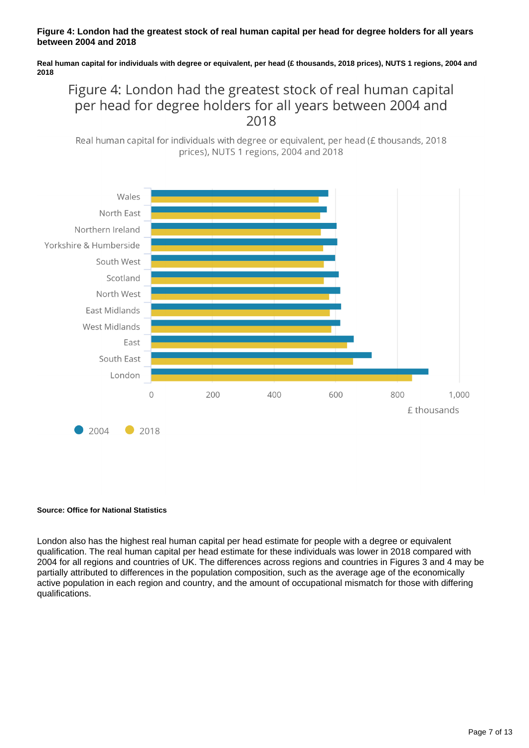**Figure 4: London had the greatest stock of real human capital per head for degree holders for all years between 2004 and 2018**

**Real human capital for individuals with degree or equivalent, per head (£ thousands, 2018 prices), NUTS 1 regions, 2004 and 2018**

Figure 4: London had the greatest stock of real human capital per head for degree holders for all years between 2004 and 2018

Real human capital for individuals with degree or equivalent, per head (£ thousands, 2018 prices), NUTS 1 regions, 2004 and 2018

**Source: Office for National Statistics**

London also has the highest real human capital per head estimate for people with a degree or equivalent qualification. The real human capital per head estimate for these individuals was lower in 2018 compared with 2004 for all regions and countries of UK. The differences across regions and countries in Figures 3 and 4 may be partially attributed to differences in the population composition, such as the average age of the economically active population in each region and country, and the amount of occupational mismatch for those with differing qualifications.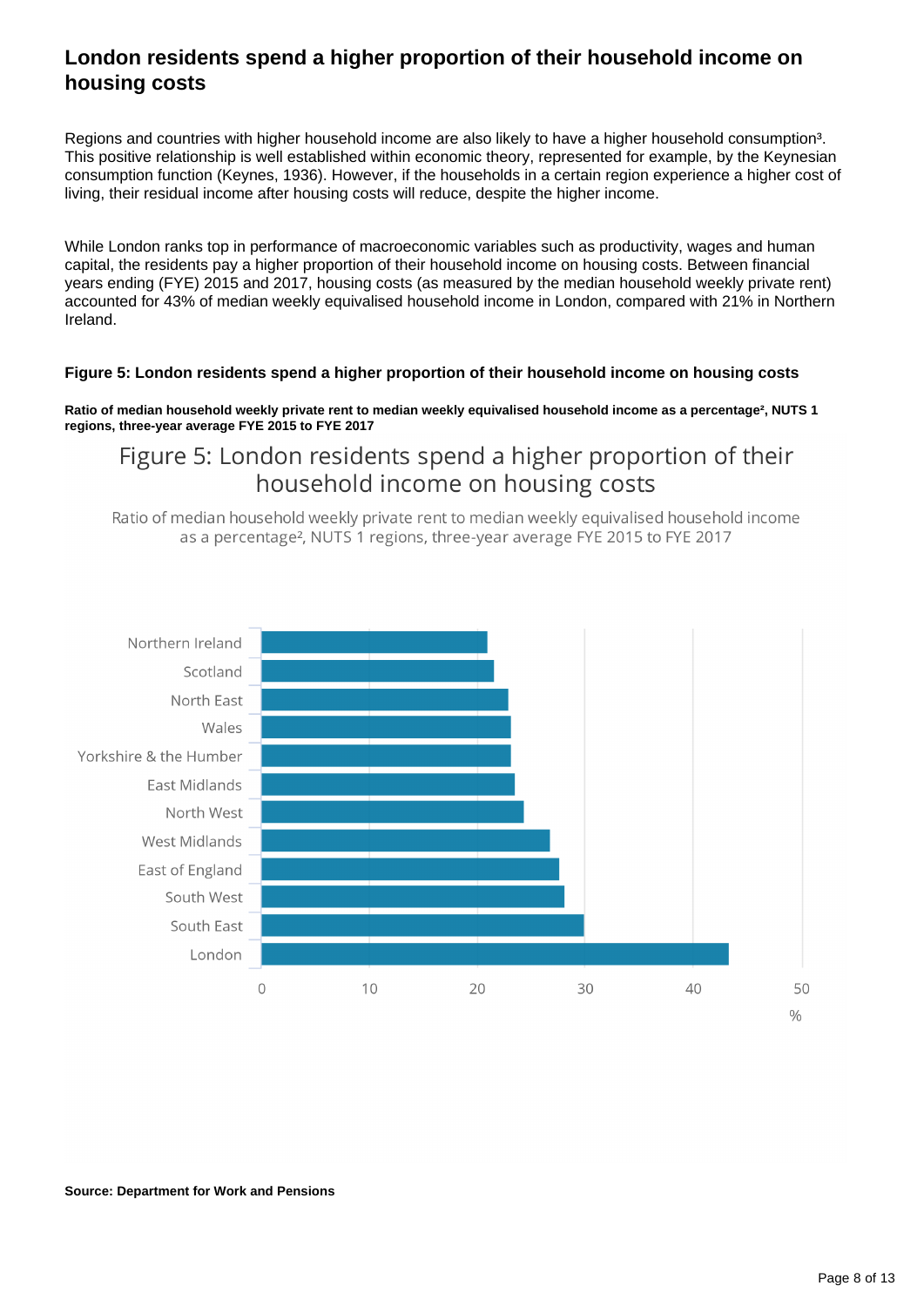## London residents spend a higher proportion of their household income on housing costs

Regions and countries with higher household income are also likely to have a higher household consumption[3]. This positive relationship is well established within economic theory, represented for example, by the Keynesian consumption function (Keynes, 1936). However, if the households in a certain region experience a higher cost of living, their residual income after housing costs will reduce, despite the higher income.

While London ranks top in performance of macroeconomic variables such as productivity, wages and human capital, the residents pay a higher proportion of their household income on housing costs. Between financial years ending (FYE) 2015 and 2017, housing costs (as measured by the median household weekly private rent) accounted for 43% of median weekly equivalised household income in London, compared with 21% in Northern Ireland.

#### Figure 5: London residents spend a higher proportion of their household income on housing costs

**Ratio of median household weekly private rent to median weekly equivalised household income as a percentage[2], NUTS 1 regions, three-year average FYE 2015 to FYE 2017**

Figure 5: London residents spend a higher proportion of their household income on housing costs

Ratio of median household weekly private rent to median weekly equivalised household income as a percentage[2], NUTS 1 regions, three-year average FYE 2015 to FYE 2017

Northern Ireland
Scotland
North East
Wales
Yorkshire & the Humber
East Midlands
North West
West Midlands
East of England
South West
South East
London

0 10 20 30 40 50
%

**Source: Department for Work and Pensions**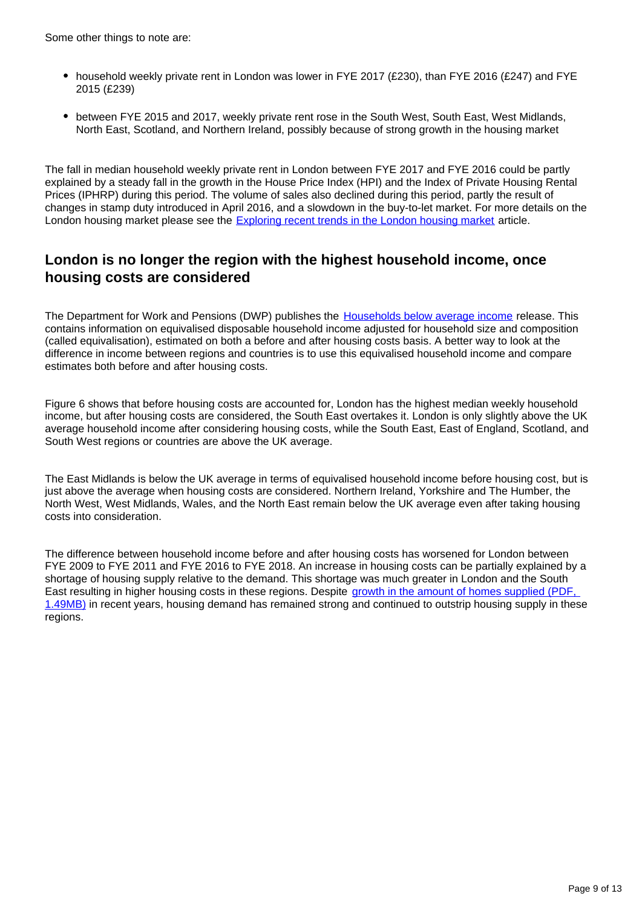Some other things to note are:

- household weekly private rent in London was lower in FYE 2017 (£230), than FYE 2016 (£247) and FYE 2015 (£239)
- between FYE 2015 and 2017, weekly private rent rose in the South West, South East, West Midlands, North East, Scotland, and Northern Ireland, possibly because of strong growth in the housing market

The fall in median household weekly private rent in London between FYE 2017 and FYE 2016 could be partly explained by a steady fall in the growth in the House Price Index (HPI) and the Index of Private Housing Rental Prices (IPHRP) during this period. The volume of sales also declined during this period, partly the result of changes in stamp duty introduced in April 2016, and a slowdown in the buy-to-let market. For more details on the London housing market please see the [Exploring recent trends in the London housing market]() article.

## London is no longer the region with the highest household income, once housing costs are considered

The Department for Work and Pensions (DWP) publishes the [Households below average income]() release. This contains information on equivalised disposable household income adjusted for household size and composition (called equivalisation), estimated on both a before and after housing costs basis. A better way to look at the difference in income between regions and countries is to use this equivalised household income and compare estimates both before and after housing costs.

Figure 6 shows that before housing costs are accounted for, London has the highest median weekly household income, but after housing costs are considered, the South East overtakes it. London is only slightly above the UK average household income after considering housing costs, while the South East, East of England, Scotland, and South West regions or countries are above the UK average.

The East Midlands is below the UK average in terms of equivalised household income before housing cost, but is just above the average when housing costs are considered. Northern Ireland, Yorkshire and The Humber, the North West, West Midlands, Wales, and the North East remain below the UK average even after taking housing costs into consideration.

The difference between household income before and after housing costs has worsened for London between FYE 2009 to FYE 2011 and FYE 2016 to FYE 2018. An increase in housing costs can be partially explained by a shortage of housing supply relative to the demand. This shortage was much greater in London and the South East resulting in higher housing costs in these regions. Despite [growth in the amount of homes supplied (PDF, 1.49MB)]() in recent years, housing demand has remained strong and continued to outstrip housing supply in these regions.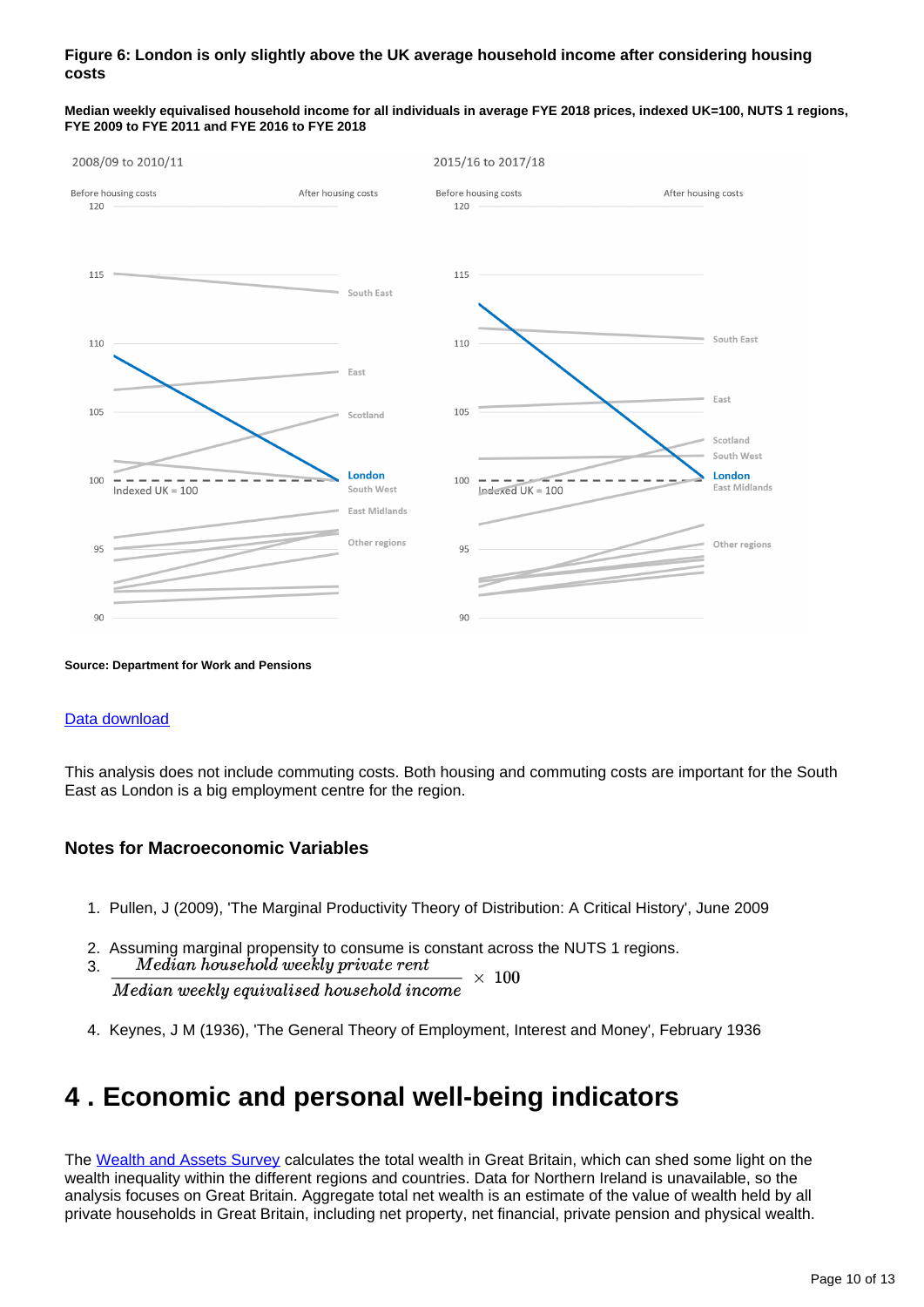**Figure 6: London is only slightly above the UK average household income after considering housing costs**

**Median weekly equivalised household income for all individuals in average FYE 2018 prices, indexed UK=100, NUTS 1 regions, FYE 2009 to FYE 2011 and FYE 2016 to FYE 2018**

**Source: Department for Work and Pensions**

Data download

This analysis does not include commuting costs. Both housing and commuting costs are important for the South East as London is a big employment centre for the region.

### Notes for Macroeconomic Variables

1. Pullen, J (2009), 'The Marginal Productivity Theory of Distribution: A Critical History', June 2009
2. Assuming marginal propensity to consume is constant across the NUTS 1 regions.
3. $\frac{\textit{Median household weekly private rent}}{\textit{Median weekly equivalised household income}} \times 100$
4. Keynes, J M (1936), 'The General Theory of Employment, Interest and Money', February 1936

# 4 . Economic and personal well-being indicators

The Wealth and Assets Survey calculates the total wealth in Great Britain, which can shed some light on the wealth inequality within the different regions and countries. Data for Northern Ireland is unavailable, so the analysis focuses on Great Britain. Aggregate total net wealth is an estimate of the value of wealth held by all private households in Great Britain, including net property, net financial, private pension and physical wealth.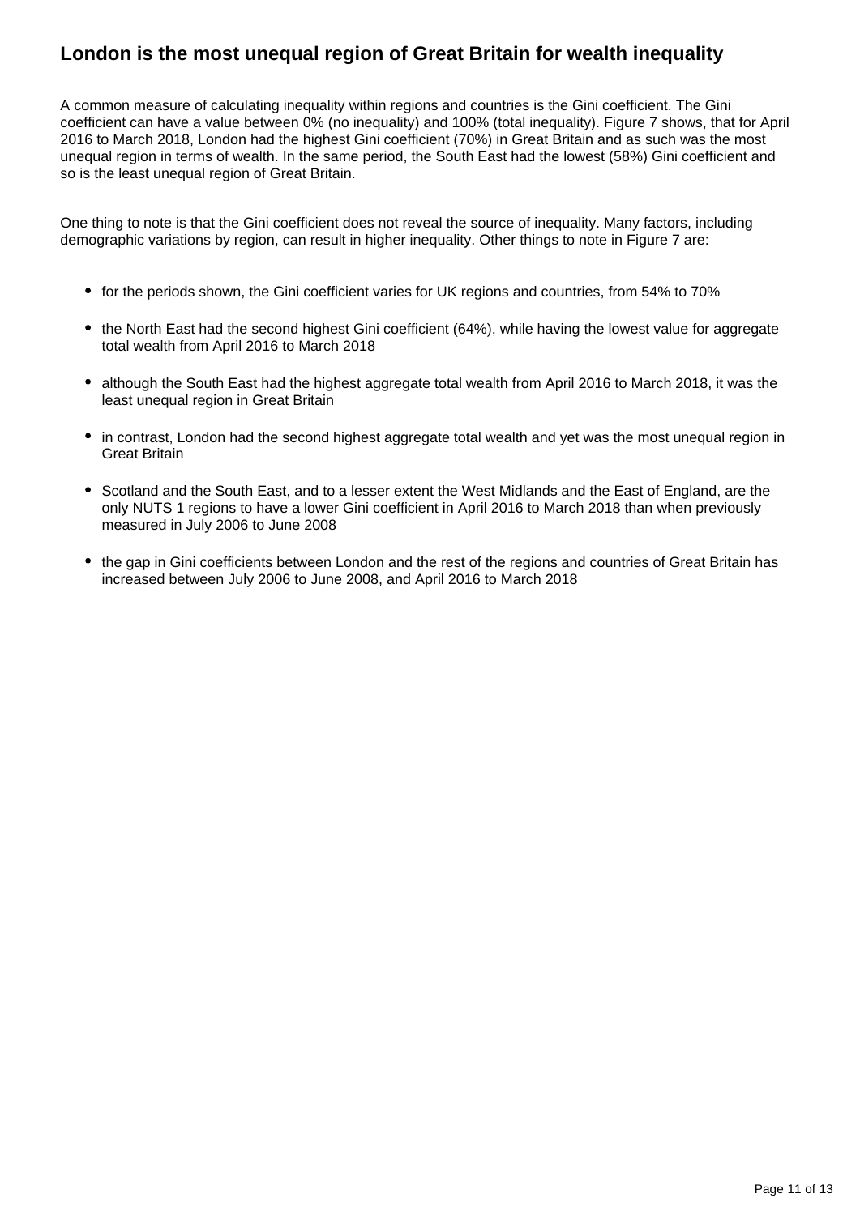## London is the most unequal region of Great Britain for wealth inequality

A common measure of calculating inequality within regions and countries is the Gini coefficient. The Gini coefficient can have a value between 0% (no inequality) and 100% (total inequality). Figure 7 shows, that for April 2016 to March 2018, London had the highest Gini coefficient (70%) in Great Britain and as such was the most unequal region in terms of wealth. In the same period, the South East had the lowest (58%) Gini coefficient and so is the least unequal region of Great Britain.

One thing to note is that the Gini coefficient does not reveal the source of inequality. Many factors, including demographic variations by region, can result in higher inequality. Other things to note in Figure 7 are:

- for the periods shown, the Gini coefficient varies for UK regions and countries, from 54% to 70%
- the North East had the second highest Gini coefficient (64%), while having the lowest value for aggregate total wealth from April 2016 to March 2018
- although the South East had the highest aggregate total wealth from April 2016 to March 2018, it was the least unequal region in Great Britain
- in contrast, London had the second highest aggregate total wealth and yet was the most unequal region in Great Britain
- Scotland and the South East, and to a lesser extent the West Midlands and the East of England, are the only NUTS 1 regions to have a lower Gini coefficient in April 2016 to March 2018 than when previously measured in July 2006 to June 2008
- the gap in Gini coefficients between London and the rest of the regions and countries of Great Britain has increased between July 2006 to June 2008, and April 2016 to March 2018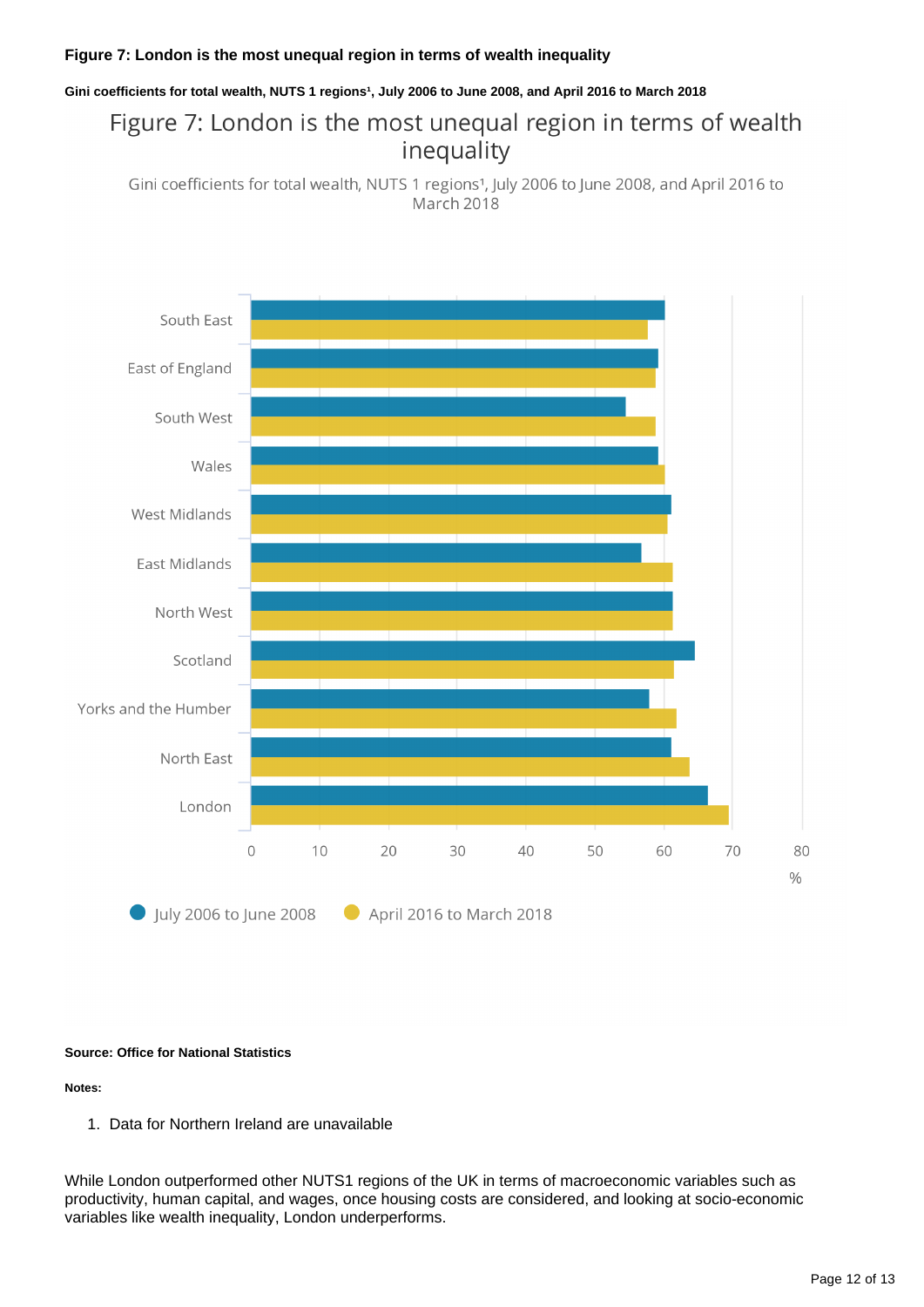### Figure 7: London is the most unequal region in terms of wealth inequality

**Gini coefficients for total wealth, NUTS 1 regions[1], July 2006 to June 2008, and April 2016 to March 2018**

Figure 7: London is the most unequal region in terms of wealth inequality

Gini coefficients for total wealth, NUTS 1 regions[1], July 2006 to June 2008, and April 2016 to March 2018

South East
East of England
South West
Wales
West Midlands
East Midlands
North West
Scotland
Yorks and the Humber
North East
London

0 10 20 30 40 50 60 70 80
%

July 2006 to June 2008 · April 2016 to March 2018

**Source: Office for National Statistics**

**Notes:**

1. Data for Northern Ireland are unavailable

While London outperformed other NUTS1 regions of the UK in terms of macroeconomic variables such as productivity, human capital, and wages, once housing costs are considered, and looking at socio-economic variables like wealth inequality, London underperforms.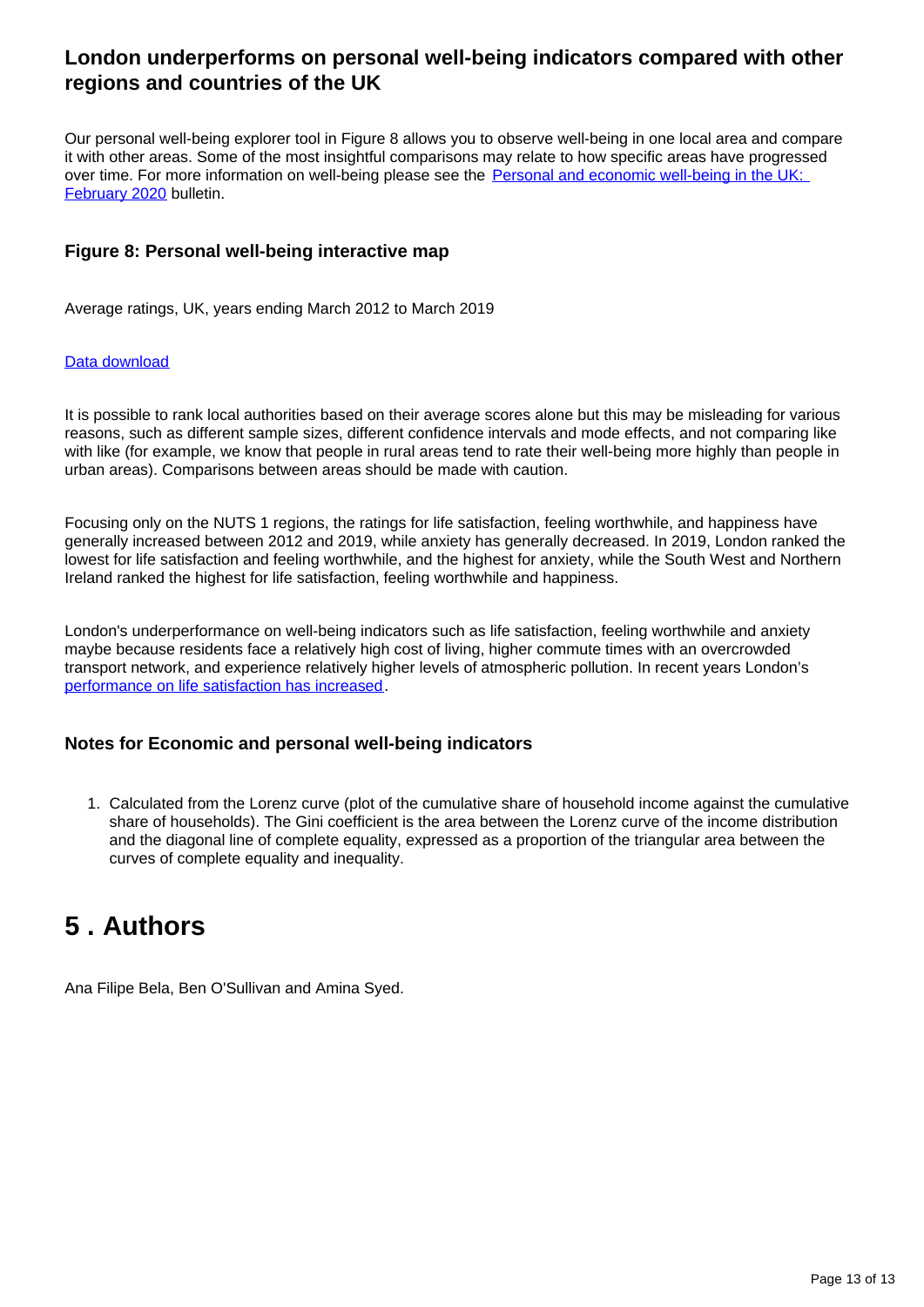### London underperforms on personal well-being indicators compared with other regions and countries of the UK

Our personal well-being explorer tool in Figure 8 allows you to observe well-being in one local area and compare it with other areas. Some of the most insightful comparisons may relate to how specific areas have progressed over time. For more information on well-being please see the [Personal and economic well-being in the UK: February 2020](#) bulletin.

#### Figure 8: Personal well-being interactive map

Average ratings, UK, years ending March 2012 to March 2019

[Data download](#)

It is possible to rank local authorities based on their average scores alone but this may be misleading for various reasons, such as different sample sizes, different confidence intervals and mode effects, and not comparing like with like (for example, we know that people in rural areas tend to rate their well-being more highly than people in urban areas). Comparisons between areas should be made with caution.

Focusing only on the NUTS 1 regions, the ratings for life satisfaction, feeling worthwhile, and happiness have generally increased between 2012 and 2019, while anxiety has generally decreased. In 2019, London ranked the lowest for life satisfaction and feeling worthwhile, and the highest for anxiety, while the South West and Northern Ireland ranked the highest for life satisfaction, feeling worthwhile and happiness.

London's underperformance on well-being indicators such as life satisfaction, feeling worthwhile and anxiety maybe because residents face a relatively high cost of living, higher commute times with an overcrowded transport network, and experience relatively higher levels of atmospheric pollution. In recent years London's [performance on life satisfaction has increased](#).

#### Notes for Economic and personal well-being indicators

1. Calculated from the Lorenz curve (plot of the cumulative share of household income against the cumulative share of households). The Gini coefficient is the area between the Lorenz curve of the income distribution and the diagonal line of complete equality, expressed as a proportion of the triangular area between the curves of complete equality and inequality.

## 5 . Authors

Ana Filipe Bela, Ben O'Sullivan and Amina Syed.